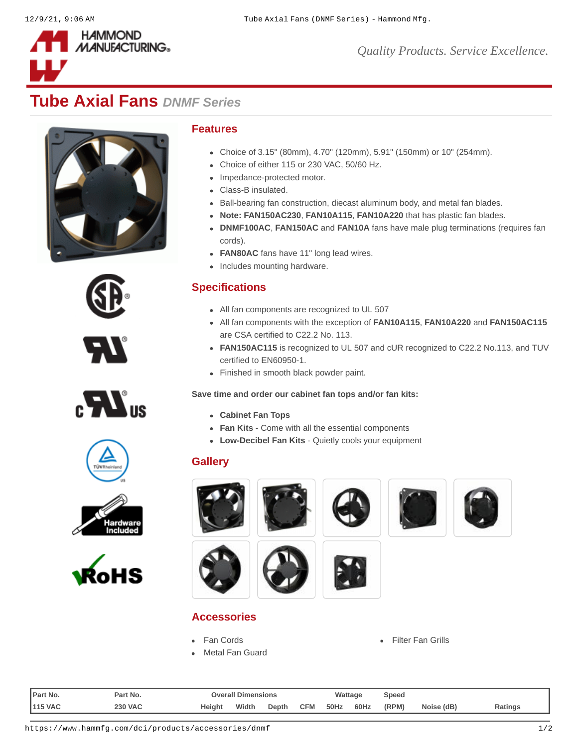# Tube Axial Fans *DNMF Series*

## Features

- Choice of 3.15" (80mm), 4.70" (120mm), 5.91" (150mm) or 10" (254mm).
- Choice of either 115 or 230 VAC, 50/60 Hz.
- Impedance-protected motor.
- Class-B insulated.
- Ball-bearing fan construction, diecast aluminum body, and metal fan blades.
- **Note: FAN150AC230**, **FAN10A115**, **FAN10A220** that has plastic fan blades.
- **DNMF100AC**, **FAN150AC** and **FAN10A** fans have male plug terminations (requires fan cords).
- **FAN80AC** fans have 11" long lead wires.
- Includes mounting hardware.

## Specifications

- All fan components are recognized to UL 507
- All fan components with the exception of **FAN10A115**, **FAN10A220** and **FAN150AC115** are CSA certified to C22.2 No. 113.
- **FAN150AC115** is recognized to UL 507 and cUR recognized to C22.2 No.113, and TUV certified to EN60950-1.
- Finished in smooth black powder paint.

**Save time and order our cabinet fan tops and/or fan kits:**

- **Cabinet Fan Tops**
- **Fan Kits** - Come with all the essential components
- **Low-Decibel Fan Kits** - Quietly cools your equipment

## Gallery

## Accessories

- Fan Cords
- Metal Fan Guard
- Filter Fan Grills

| Part No. | Part No. | Overall Dimensions | | | | Wattage | | Speed | | |
|---|---|---|---|---|---|---|---|---|---|---|
| 115 VAC | 230 VAC | Height | Width | Depth | CFM | 50Hz | 60Hz | (RPM) | Noise (dB) | Ratings |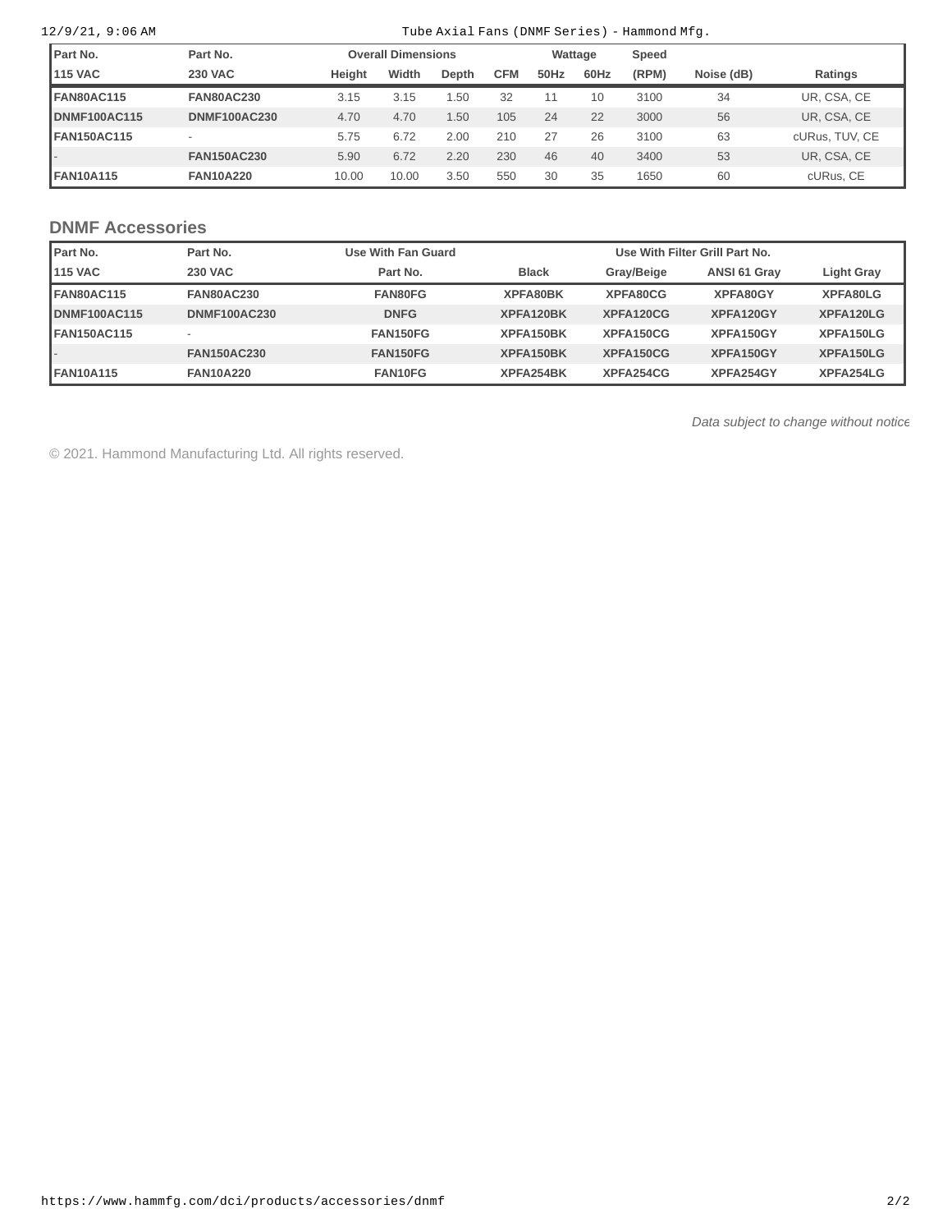| Part No. | Part No. | Overall Dimensions | | | | Wattage | | Speed | | |
|---|---|---|---|---|---|---|---|---|---|---|
| 115 VAC | 230 VAC | Height | Width | Depth | CFM | 50Hz | 60Hz | (RPM) | Noise (dB) | Ratings |
| FAN80AC115 | FAN80AC230 | 3.15 | 3.15 | 1.50 | 32 | 11 | 10 | 3100 | 34 | UR, CSA, CE |
| DNMF100AC115 | DNMF100AC230 | 4.70 | 4.70 | 1.50 | 105 | 24 | 22 | 3000 | 56 | UR, CSA, CE |
| FAN150AC115 | - | 5.75 | 6.72 | 2.00 | 210 | 27 | 26 | 3100 | 63 | cURus, TUV, CE |
| - | FAN150AC230 | 5.90 | 6.72 | 2.20 | 230 | 46 | 40 | 3400 | 53 | UR, CSA, CE |
| FAN10A115 | FAN10A220 | 10.00 | 10.00 | 3.50 | 550 | 30 | 35 | 1650 | 60 | cURus, CE |

## DNMF Accessories

| Part No. | Part No. | Use With Fan Guard | Use With Filter Grill Part No. | | | |
|---|---|---|---|---|---|---|
| 115 VAC | 230 VAC | Part No. | Black | Gray/Beige | ANSI 61 Gray | Light Gray |
| FAN80AC115 | FAN80AC230 | FAN80FG | XPFA80BK | XPFA80CG | XPFA80GY | XPFA80LG |
| DNMF100AC115 | DNMF100AC230 | DNFG | XPFA120BK | XPFA120CG | XPFA120GY | XPFA120LG |
| FAN150AC115 | - | FAN150FG | XPFA150BK | XPFA150CG | XPFA150GY | XPFA150LG |
| - | FAN150AC230 | FAN150FG | XPFA150BK | XPFA150CG | XPFA150GY | XPFA150LG |
| FAN10A115 | FAN10A220 | FAN10FG | XPFA254BK | XPFA254CG | XPFA254GY | XPFA254LG |

*Data subject to change without notice*

© 2021. Hammond Manufacturing Ltd. All rights reserved.